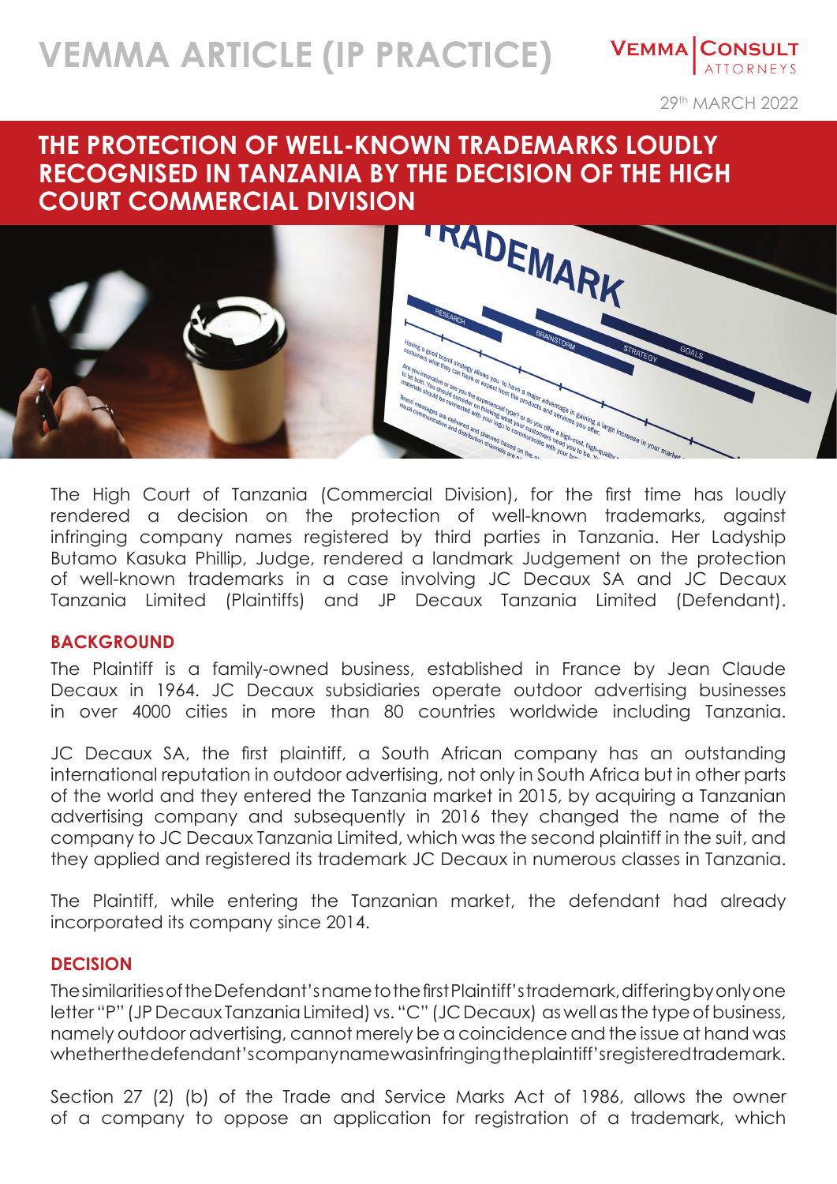# VEMMA ARTICLE (IP PRACTICE)

VEMMA | CONSULT ATTORNEYS

29th MARCH 2022

## THE PROTECTION OF WELL-KNOWN TRADEMARKS LOUDLY RECOGNISED IN TANZANIA BY THE DECISION OF THE HIGH COURT COMMERCIAL DIVISION

The High Court of Tanzania (Commercial Division), for the first time has loudly rendered a decision on the protection of well-known trademarks, against infringing company names registered by third parties in Tanzania. Her Ladyship Butamo Kasuka Phillip, Judge, rendered a landmark Judgement on the protection of well-known trademarks in a case involving JC Decaux SA and JC Decaux Tanzania Limited (Plaintiffs) and JP Decaux Tanzania Limited (Defendant).

### BACKGROUND

The Plaintiff is a family-owned business, established in France by Jean Claude Decaux in 1964. JC Decaux subsidiaries operate outdoor advertising businesses in over 4000 cities in more than 80 countries worldwide including Tanzania.

JC Decaux SA, the first plaintiff, a South African company has an outstanding international reputation in outdoor advertising, not only in South Africa but in other parts of the world and they entered the Tanzania market in 2015, by acquiring a Tanzanian advertising company and subsequently in 2016 they changed the name of the company to JC Decaux Tanzania Limited, which was the second plaintiff in the suit, and they applied and registered its trademark JC Decaux in numerous classes in Tanzania.

The Plaintiff, while entering the Tanzanian market, the defendant had already incorporated its company since 2014.

### DECISION

The similarities of the Defendant's name to the first Plaintiff's trademark, differing by only one letter "P" (JP Decaux Tanzania Limited) vs. "C" (JC Decaux) as well as the type of business, namely outdoor advertising, cannot merely be a coincidence and the issue at hand was whether the defendant's company name was infringing the plaintiff's registered trademark.

Section 27 (2) (b) of the Trade and Service Marks Act of 1986, allows the owner of a company to oppose an application for registration of a trademark, which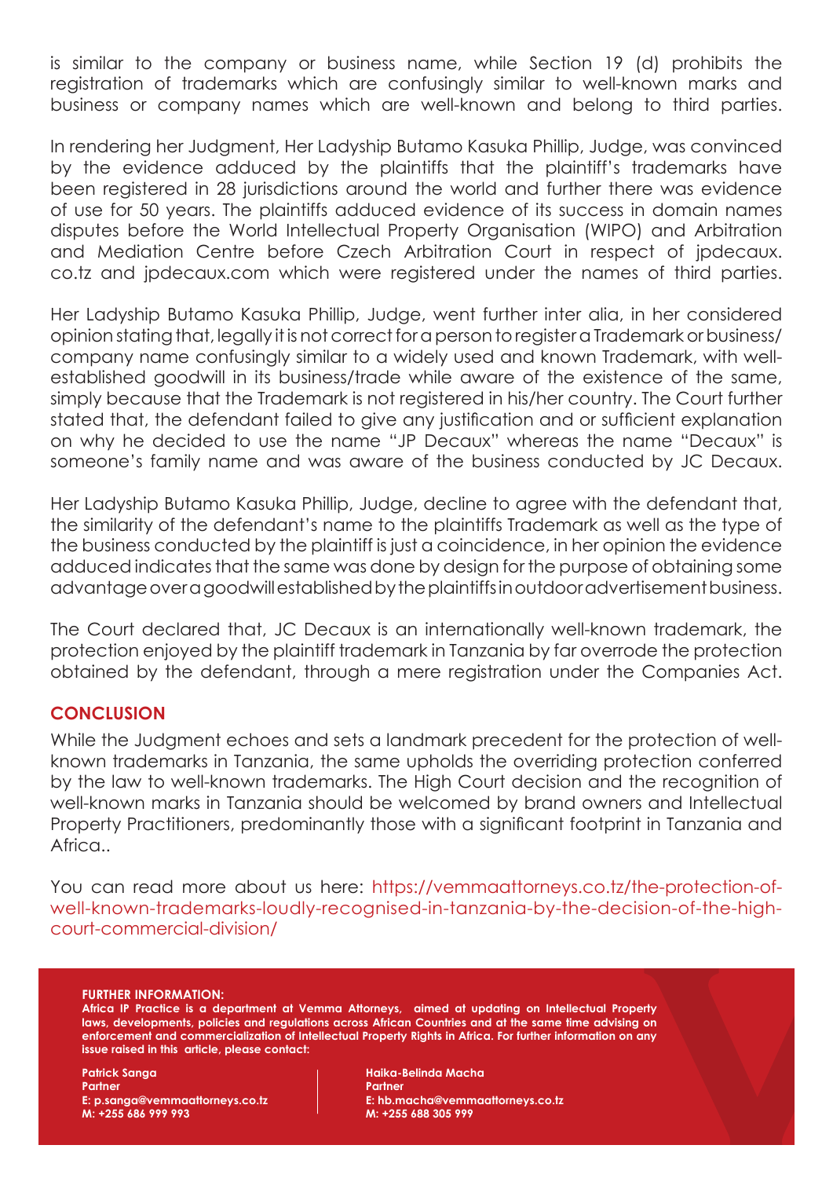is similar to the company or business name, while Section 19 (d) prohibits the registration of trademarks which are confusingly similar to well-known marks and business or company names which are well-known and belong to third parties.

In rendering her Judgment, Her Ladyship Butamo Kasuka Phillip, Judge, was convinced by the evidence adduced by the plaintiffs that the plaintiff's trademarks have been registered in 28 jurisdictions around the world and further there was evidence of use for 50 years. The plaintiffs adduced evidence of its success in domain names disputes before the World Intellectual Property Organisation (WIPO) and Arbitration and Mediation Centre before Czech Arbitration Court in respect of jpdecaux.co.tz and jpdecaux.com which were registered under the names of third parties.

Her Ladyship Butamo Kasuka Phillip, Judge, went further inter alia, in her considered opinion stating that, legally it is not correct for a person to register a Trademark or business/company name confusingly similar to a widely used and known Trademark, with well-established goodwill in its business/trade while aware of the existence of the same, simply because that the Trademark is not registered in his/her country. The Court further stated that, the defendant failed to give any justification and or sufficient explanation on why he decided to use the name "JP Decaux" whereas the name "Decaux" is someone's family name and was aware of the business conducted by JC Decaux.

Her Ladyship Butamo Kasuka Phillip, Judge, decline to agree with the defendant that, the similarity of the defendant's name to the plaintiffs Trademark as well as the type of the business conducted by the plaintiff is just a coincidence, in her opinion the evidence adduced indicates that the same was done by design for the purpose of obtaining some advantage over a goodwill established by the plaintiffs in outdoor advertisement business.

The Court declared that, JC Decaux is an internationally well-known trademark, the protection enjoyed by the plaintiff trademark in Tanzania by far overrode the protection obtained by the defendant, through a mere registration under the Companies Act.

## CONCLUSION

While the Judgment echoes and sets a landmark precedent for the protection of well-known trademarks in Tanzania, the same upholds the overriding protection conferred by the law to well-known trademarks. The High Court decision and the recognition of well-known marks in Tanzania should be welcomed by brand owners and Intellectual Property Practitioners, predominantly those with a significant footprint in Tanzania and Africa..

You can read more about us here: https://vemmaattorneys.co.tz/the-protection-of-well-known-trademarks-loudly-recognised-in-tanzania-by-the-decision-of-the-high-court-commercial-division/

**FURTHER INFORMATION:**
**Africa IP Practice is a department at Vemma Attorneys, aimed at updating on Intellectual Property laws, developments, policies and regulations across African Countries and at the same time advising on enforcement and commercialization of Intellectual Property Rights in Africa. For further information on any issue raised in this article, please contact:**

**Patrick Sanga**
**Partner**
**E: p.sanga@vemmaattorneys.co.tz**
**M: +255 686 999 993**

**Haika-Belinda Macha**
**Partner**
**E: hb.macha@vemmaattorneys.co.tz**
**M: +255 688 305 999**